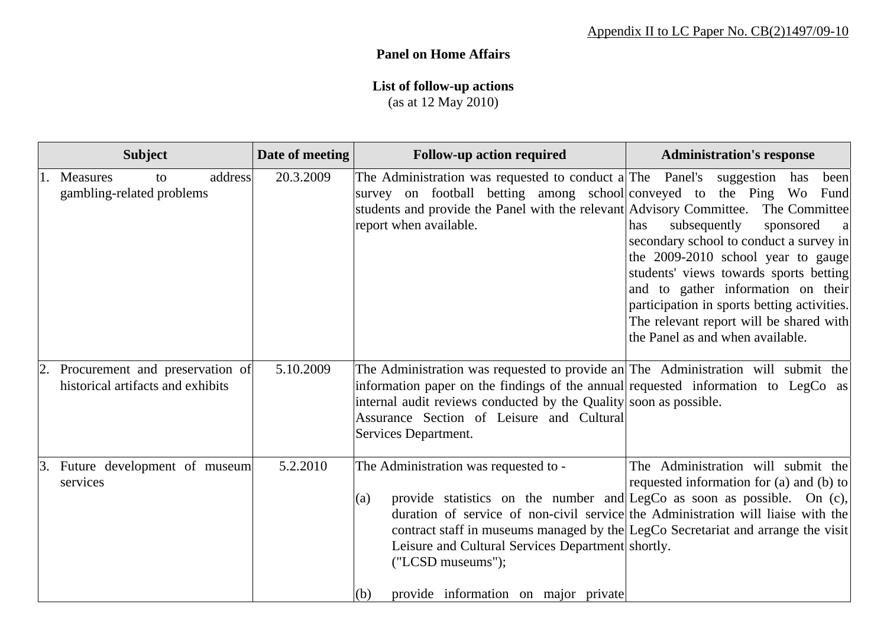Appendix II to LC Paper No. CB(2)1497/09-10

**Panel on Home Affairs**

**List of follow-up actions**
(as at 12 May 2010)

| Subject | Date of meeting | Follow-up action required | Administration's response |
|---|---|---|---|
| 1. Measures to address gambling-related problems | 20.3.2009 | The Administration was requested to conduct a survey on football betting among school students and provide the Panel with the relevant report when available. | The Panel's suggestion has been conveyed to the Ping Wo Fund Advisory Committee. The Committee has subsequently sponsored a secondary school to conduct a survey in the 2009-2010 school year to gauge students' views towards sports betting and to gather information on their participation in sports betting activities. The relevant report will be shared with the Panel as and when available. |
| 2. Procurement and preservation of historical artifacts and exhibits | 5.10.2009 | The Administration was requested to provide an information paper on the findings of the annual internal audit reviews conducted by the Quality Assurance Section of Leisure and Cultural Services Department. | The Administration will submit the requested information to LegCo as soon as possible. |
| 3. Future development of museum services | 5.2.2010 | The Administration was requested to - <br><br> (a) provide statistics on the number and duration of service of non-civil service contract staff in museums managed by the Leisure and Cultural Services Department ("LCSD museums"); <br><br> (b) provide information on major private | The Administration will submit the requested information for (a) and (b) to LegCo as soon as possible. On (c), the Administration will liaise with the LegCo Secretariat and arrange the visit shortly. |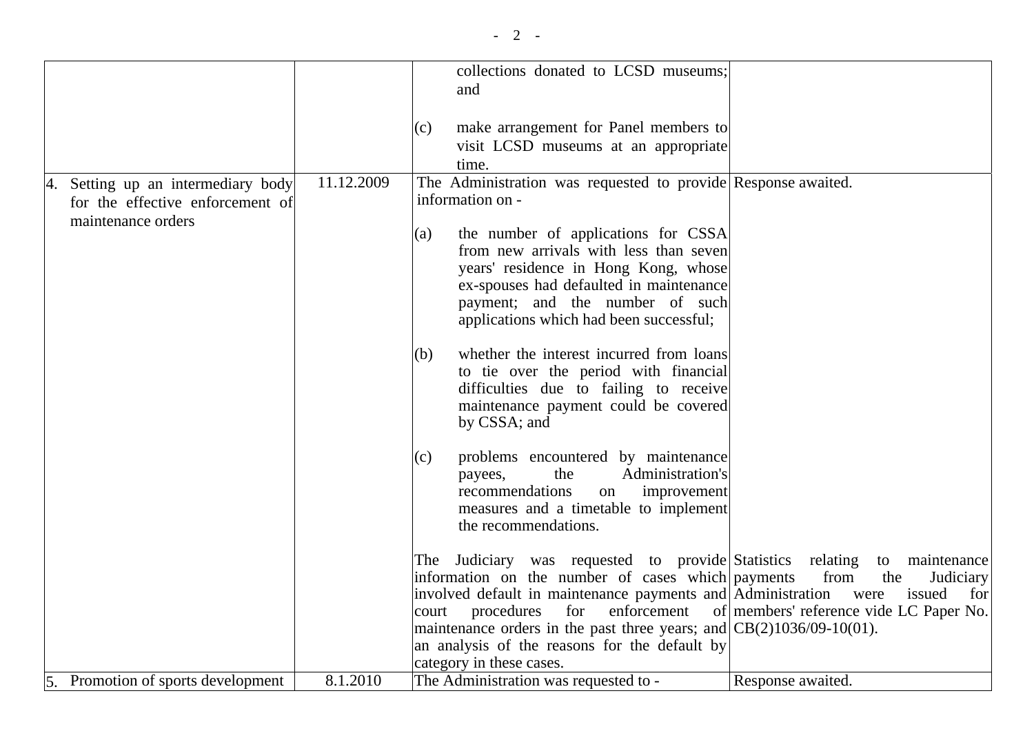| | | | |
|---|---|---|---|
| | | collections donated to LCSD museums; and<br><br>(c) make arrangement for Panel members to visit LCSD museums at an appropriate time. | |
| 4. Setting up an intermediary body for the effective enforcement of maintenance orders | 11.12.2009 | The Administration was requested to provide information on -<br><br>(a) the number of applications for CSSA from new arrivals with less than seven years' residence in Hong Kong, whose ex-spouses had defaulted in maintenance payment; and the number of such applications which had been successful;<br><br>(b) whether the interest incurred from loans to tie over the period with financial difficulties due to failing to receive maintenance payment could be covered by CSSA; and<br><br>(c) problems encountered by maintenance payees, the Administration's recommendations on improvement measures and a timetable to implement the recommendations. | Response awaited. |
| | | The Judiciary was requested to provide information on the number of cases which involved default in maintenance payments and court procedures for enforcement of maintenance orders in the past three years; and an analysis of the reasons for the default by category in these cases. | Statistics relating to maintenance payments from the Judiciary Administration were issued for members' reference vide LC Paper No. CB(2)1036/09-10(01). |
| 5. Promotion of sports development | 8.1.2010 | The Administration was requested to - | Response awaited. |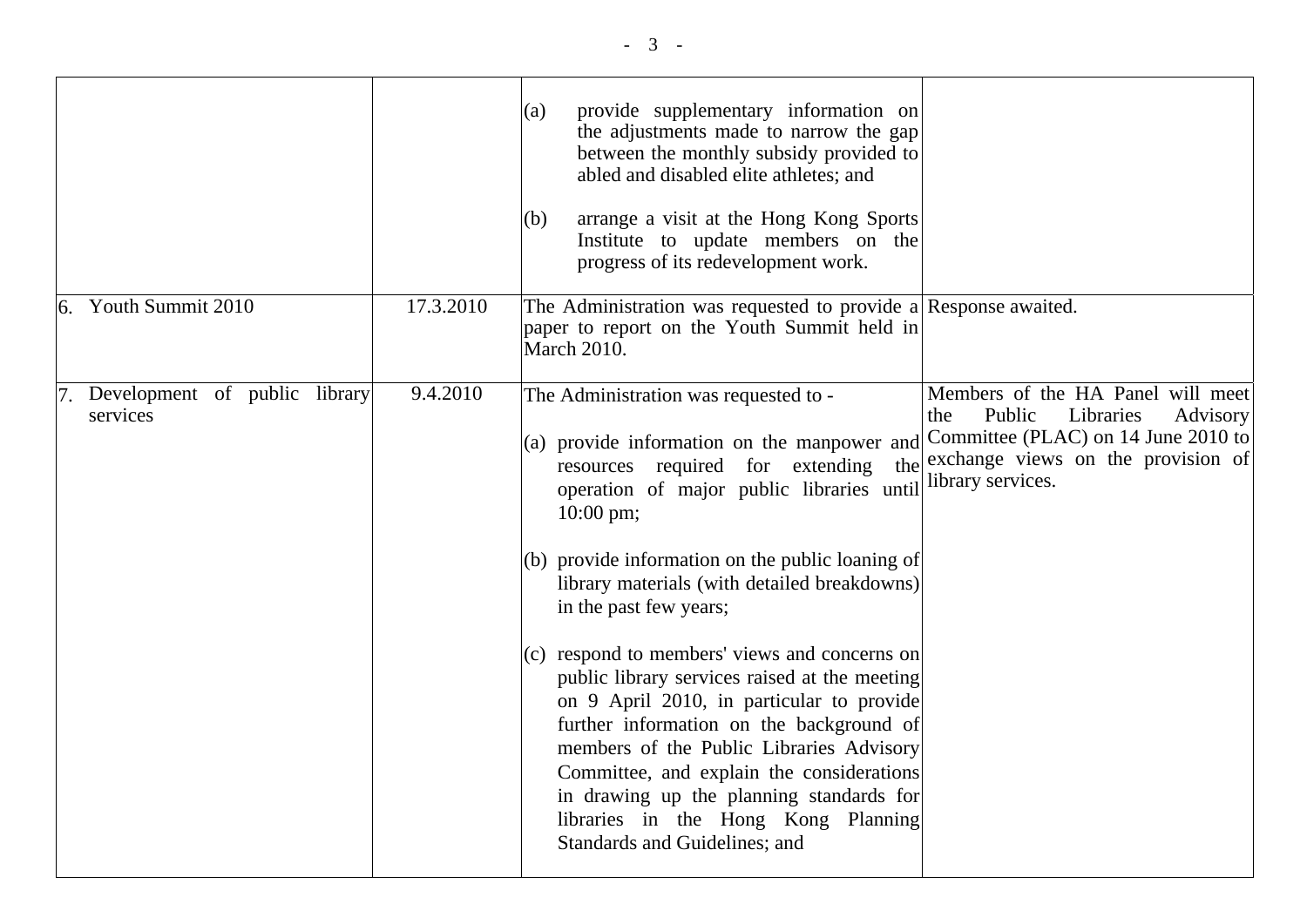| | | | |
|---|---|---|---|
| | | (a) provide supplementary information on the adjustments made to narrow the gap between the monthly subsidy provided to abled and disabled elite athletes; and<br><br>(b) arrange a visit at the Hong Kong Sports Institute to update members on the progress of its redevelopment work. | |
| 6. Youth Summit 2010 | 17.3.2010 | The Administration was requested to provide a paper to report on the Youth Summit held in March 2010. | Response awaited. |
| 7. Development of public library services | 9.4.2010 | The Administration was requested to -<br><br>(a) provide information on the manpower and resources required for extending the operation of major public libraries until 10:00 pm;<br><br>(b) provide information on the public loaning of library materials (with detailed breakdowns) in the past few years;<br><br>(c) respond to members' views and concerns on public library services raised at the meeting on 9 April 2010, in particular to provide further information on the background of members of the Public Libraries Advisory Committee, and explain the considerations in drawing up the planning standards for libraries in the Hong Kong Planning Standards and Guidelines; and | Members of the HA Panel will meet the Public Libraries Advisory Committee (PLAC) on 14 June 2010 to exchange views on the provision of library services. |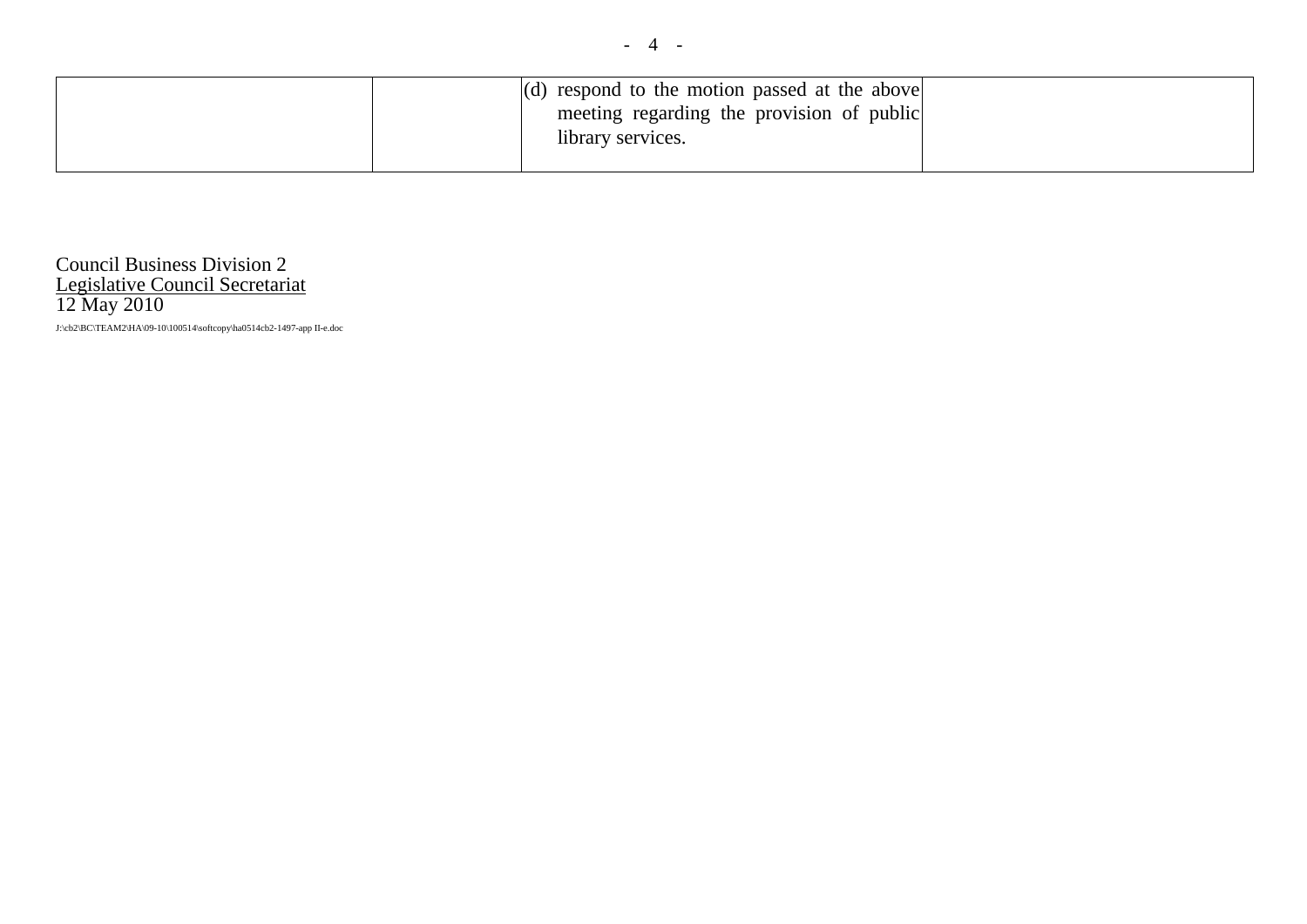| | | | |
|---|---|---|---|
| | | (d) respond to the motion passed at the above meeting regarding the provision of public library services. | |

Council Business Division 2
Legislative Council Secretariat
12 May 2010

J:\cb2\BC\TEAM2\HA\09-10\100514\softcopy\ha0514cb2-1497-app II-e.doc